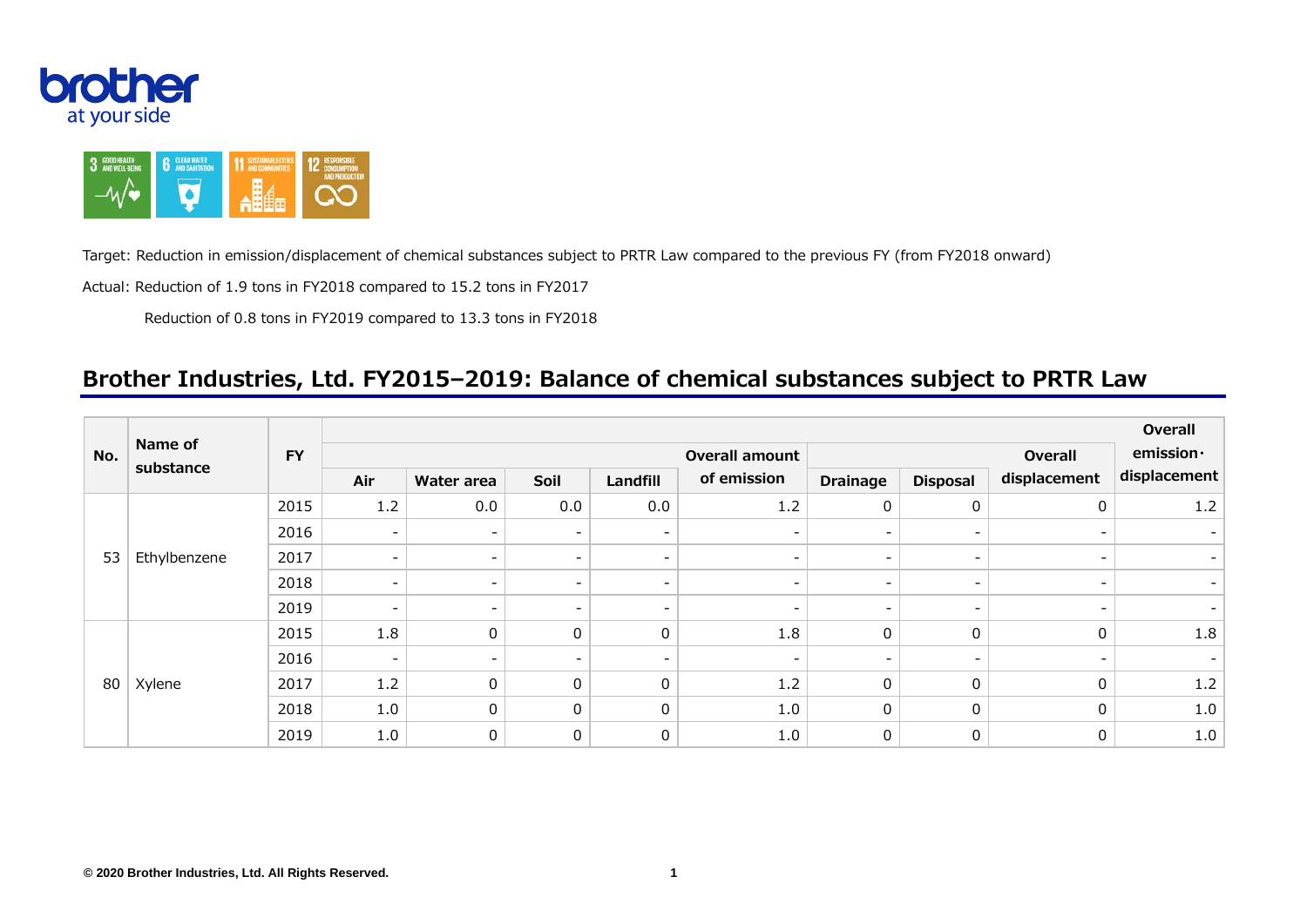Target: Reduction in emission/displacement of chemical substances subject to PRTR Law compared to the previous FY (from FY2018 onward)

Actual: Reduction of 1.9 tons in FY2018 compared to 15.2 tons in FY2017

Reduction of 0.8 tons in FY2019 compared to 13.3 tons in FY2018

## Brother Industries, Ltd. FY2015–2019: Balance of chemical substances subject to PRTR Law

| No. | Name of substance | FY | Air | Water area | Soil | Landfill | Overall amount of emission | Drainage | Disposal | Overall displacement | Overall emission・displacement |
|---|---|---|---|---|---|---|---|---|---|---|---|
| 53 | Ethylbenzene | 2015 | 1.2 | 0.0 | 0.0 | 0.0 | 1.2 | 0 | 0 | 0 | 1.2 |
| | | 2016 | - | - | - | - | - | - | - | - | - |
| | | 2017 | - | - | - | - | - | - | - | - | - |
| | | 2018 | - | - | - | - | - | - | - | - | - |
| | | 2019 | - | - | - | - | - | - | - | - | - |
| 80 | Xylene | 2015 | 1.8 | 0 | 0 | 0 | 1.8 | 0 | 0 | 0 | 1.8 |
| | | 2016 | - | - | - | - | - | - | - | - | - |
| | | 2017 | 1.2 | 0 | 0 | 0 | 1.2 | 0 | 0 | 0 | 1.2 |
| | | 2018 | 1.0 | 0 | 0 | 0 | 1.0 | 0 | 0 | 0 | 1.0 |
| | | 2019 | 1.0 | 0 | 0 | 0 | 1.0 | 0 | 0 | 0 | 1.0 |

© 2020 Brother Industries, Ltd. All Rights Reserved.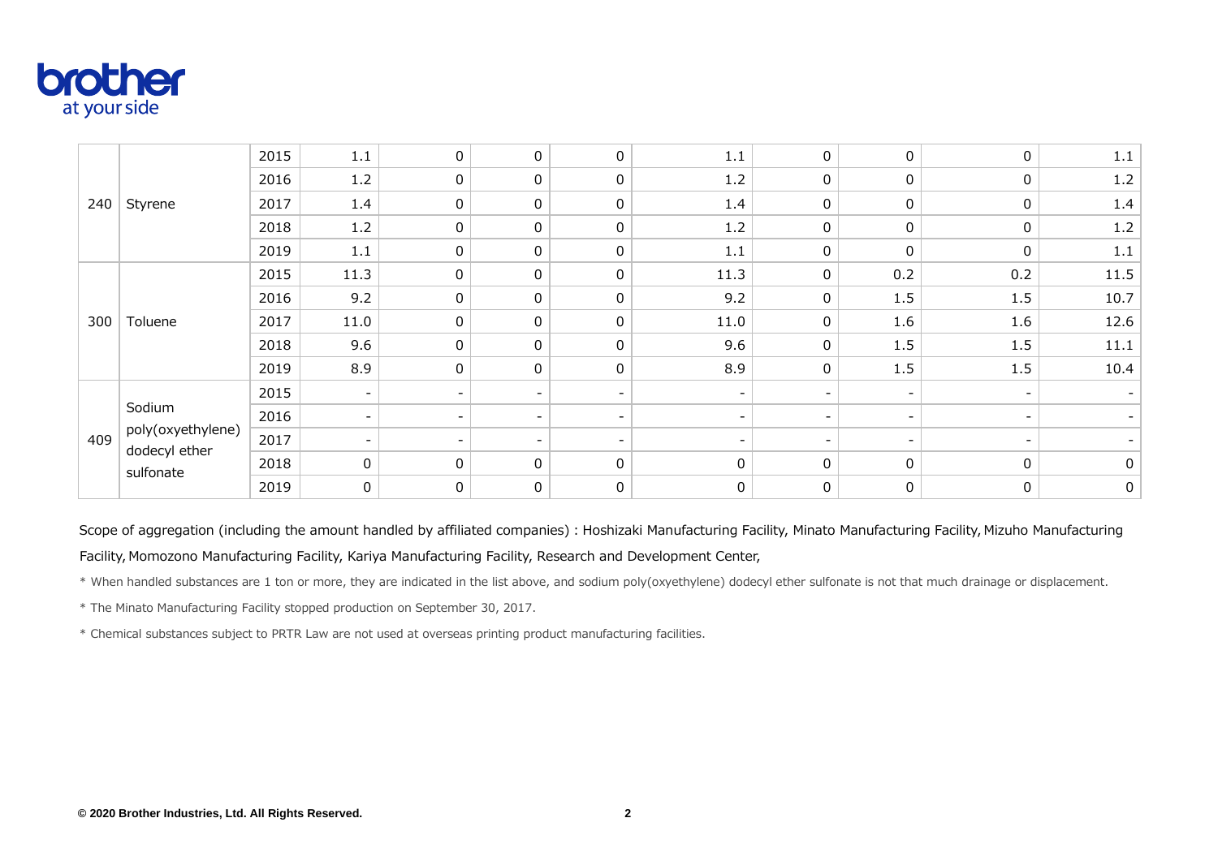| | | | | | | | | | | | |
|---|---|---|---|---|---|---|---|---|---|---|---|
| 240 | Styrene | 2015 | 1.1 | 0 | 0 | 0 | 1.1 | 0 | 0 | 0 | 1.1 |
| | | 2016 | 1.2 | 0 | 0 | 0 | 1.2 | 0 | 0 | 0 | 1.2 |
| | | 2017 | 1.4 | 0 | 0 | 0 | 1.4 | 0 | 0 | 0 | 1.4 |
| | | 2018 | 1.2 | 0 | 0 | 0 | 1.2 | 0 | 0 | 0 | 1.2 |
| | | 2019 | 1.1 | 0 | 0 | 0 | 1.1 | 0 | 0 | 0 | 1.1 |
| 300 | Toluene | 2015 | 11.3 | 0 | 0 | 0 | 11.3 | 0 | 0.2 | 0.2 | 11.5 |
| | | 2016 | 9.2 | 0 | 0 | 0 | 9.2 | 0 | 1.5 | 1.5 | 10.7 |
| | | 2017 | 11.0 | 0 | 0 | 0 | 11.0 | 0 | 1.6 | 1.6 | 12.6 |
| | | 2018 | 9.6 | 0 | 0 | 0 | 9.6 | 0 | 1.5 | 1.5 | 11.1 |
| | | 2019 | 8.9 | 0 | 0 | 0 | 8.9 | 0 | 1.5 | 1.5 | 10.4 |
| 409 | Sodium poly(oxyethylene) dodecyl ether sulfonate | 2015 | - | - | - | - | - | - | - | - | - |
| | | 2016 | - | - | - | - | - | - | - | - | - |
| | | 2017 | - | - | - | - | - | - | - | - | - |
| | | 2018 | 0 | 0 | 0 | 0 | 0 | 0 | 0 | 0 | 0 |
| | | 2019 | 0 | 0 | 0 | 0 | 0 | 0 | 0 | 0 | 0 |

Scope of aggregation (including the amount handled by affiliated companies) : Hoshizaki Manufacturing Facility, Minato Manufacturing Facility, Mizuho Manufacturing Facility, Momozono Manufacturing Facility, Kariya Manufacturing Facility, Research and Development Center,

* When handled substances are 1 ton or more, they are indicated in the list above, and sodium poly(oxyethylene) dodecyl ether sulfonate is not that much drainage or displacement.

* The Minato Manufacturing Facility stopped production on September 30, 2017.

* Chemical substances subject to PRTR Law are not used at overseas printing product manufacturing facilities.

© 2020 Brother Industries, Ltd. All Rights Reserved.